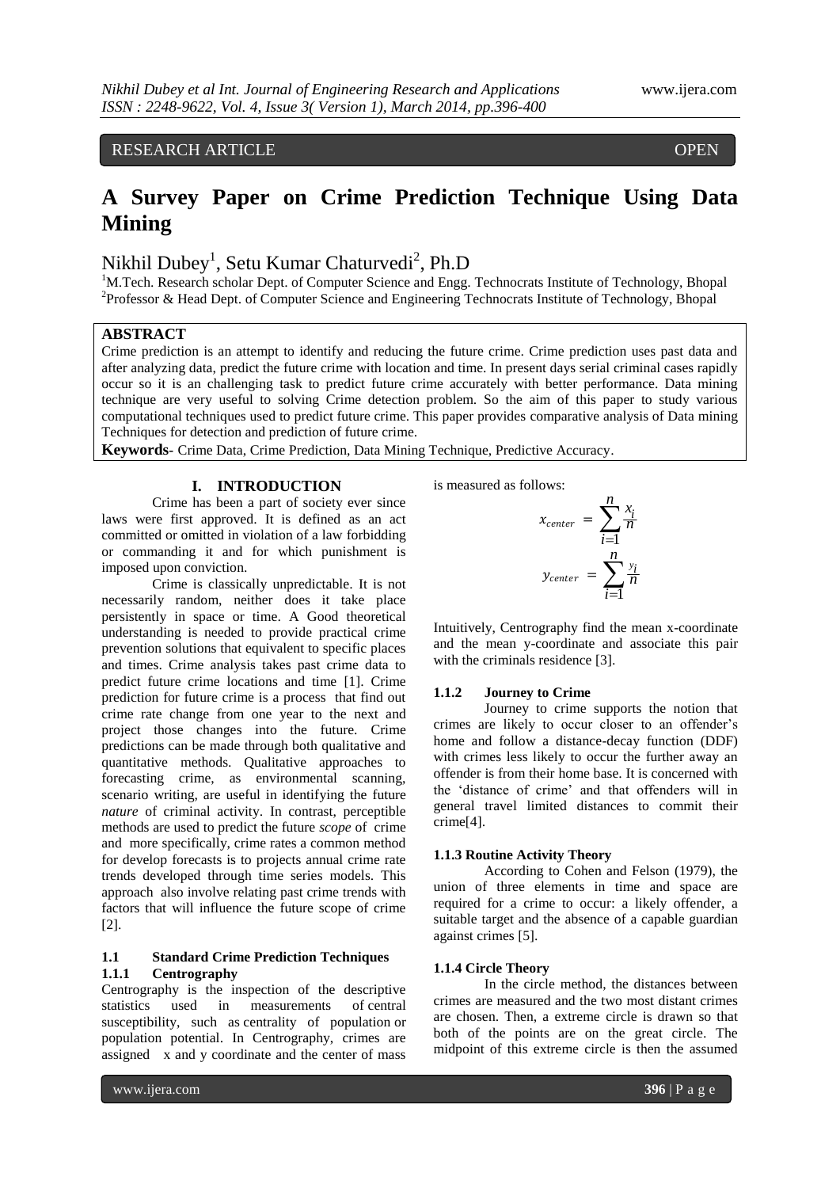RESEARCH ARTICLE OPEN

# A Survey Paper on Crime Prediction Technique Using Data Mining

Nikhil Dubey[1], Setu Kumar Chaturvedi[2], Ph.D

[1]M.Tech. Research scholar Dept. of Computer Science and Engg. Technocrats Institute of Technology, Bhopal
[2]Professor & Head Dept. of Computer Science and Engineering Technocrats Institute of Technology, Bhopal

**ABSTRACT**

Crime prediction is an attempt to identify and reducing the future crime. Crime prediction uses past data and after analyzing data, predict the future crime with location and time. In present days serial criminal cases rapidly occur so it is an challenging task to predict future crime accurately with better performance. Data mining technique are very useful to solving Crime detection problem. So the aim of this paper to study various computational techniques used to predict future crime. This paper provides comparative analysis of Data mining Techniques for detection and prediction of future crime.

**Keywords**- Crime Data, Crime Prediction, Data Mining Technique, Predictive Accuracy.

## I. INTRODUCTION

Crime has been a part of society ever since laws were first approved. It is defined as an act committed or omitted in violation of a law forbidding or commanding it and for which punishment is imposed upon conviction.

Crime is classically unpredictable. It is not necessarily random, neither does it take place persistently in space or time. A Good theoretical understanding is needed to provide practical crime prevention solutions that equivalent to specific places and times. Crime analysis takes past crime data to predict future crime locations and time [1]. Crime prediction for future crime is a process that find out crime rate change from one year to the next and project those changes into the future. Crime predictions can be made through both qualitative and quantitative methods. Qualitative approaches to forecasting crime, as environmental scanning, scenario writing, are useful in identifying the future *nature* of criminal activity. In contrast, perceptible methods are used to predict the future *scope* of crime and more specifically, crime rates a common method for develop forecasts is to projects annual crime rate trends developed through time series models. This approach also involve relating past crime trends with factors that will influence the future scope of crime [2].

### 1.1 Standard Crime Prediction Techniques

#### 1.1.1 Centrography

Centrography is the inspection of the descriptive statistics used in measurements of central susceptibility, such as centrality of population or population potential. In Centrography, crimes are assigned x and y coordinate and the center of mass is measured as follows:

$$x_{center} = \sum_{i=1}^{n} \frac{x_i}{n}$$

$$y_{center} = \sum_{i=1}^{n} \frac{y_i}{n}$$

Intuitively, Centrography find the mean x-coordinate and the mean y-coordinate and associate this pair with the criminals residence [3].

#### 1.1.2 Journey to Crime

Journey to crime supports the notion that crimes are likely to occur closer to an offender's home and follow a distance-decay function (DDF) with crimes less likely to occur the further away an offender is from their home base. It is concerned with the 'distance of crime' and that offenders will in general travel limited distances to commit their crime[4].

#### 1.1.3 Routine Activity Theory

According to Cohen and Felson (1979), the union of three elements in time and space are required for a crime to occur: a likely offender, a suitable target and the absence of a capable guardian against crimes [5].

#### 1.1.4 Circle Theory

In the circle method, the distances between crimes are measured and the two most distant crimes are chosen. Then, a extreme circle is drawn so that both of the points are on the great circle. The midpoint of this extreme circle is then the assumed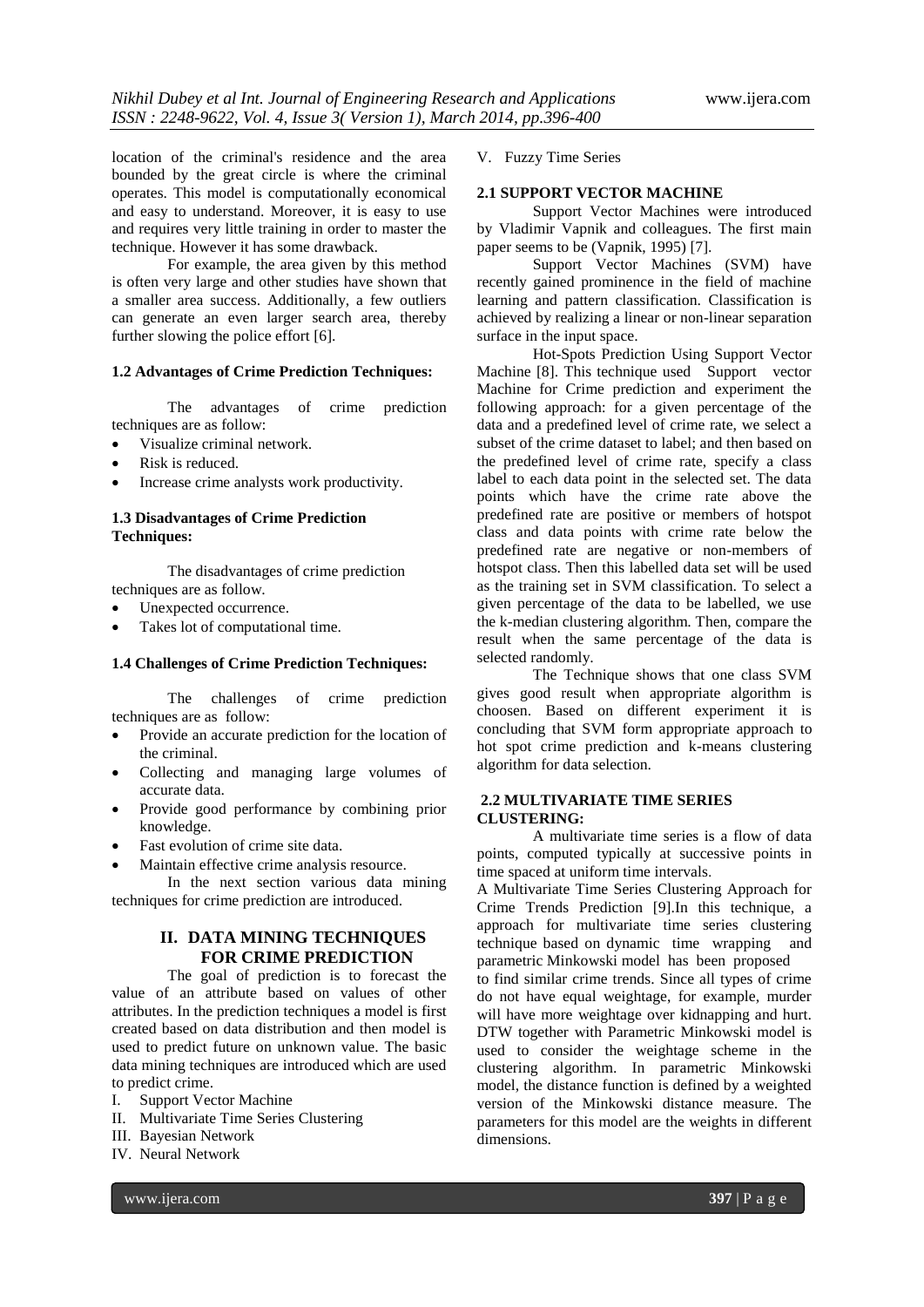location of the criminal's residence and the area bounded by the great circle is where the criminal operates. This model is computationally economical and easy to understand. Moreover, it is easy to use and requires very little training in order to master the technique. However it has some drawback.

For example, the area given by this method is often very large and other studies have shown that a smaller area success. Additionally, a few outliers can generate an even larger search area, thereby further slowing the police effort [6].

### 1.2 Advantages of Crime Prediction Techniques:

The advantages of crime prediction techniques are as follow:

- Visualize criminal network.
- Risk is reduced.
- Increase crime analysts work productivity.

### 1.3 Disadvantages of Crime Prediction Techniques:

The disadvantages of crime prediction techniques are as follow.

- Unexpected occurrence.
- Takes lot of computational time.

### 1.4 Challenges of Crime Prediction Techniques:

The challenges of crime prediction techniques are as follow:

- Provide an accurate prediction for the location of the criminal.
- Collecting and managing large volumes of accurate data.
- Provide good performance by combining prior knowledge.
- Fast evolution of crime site data.
- Maintain effective crime analysis resource.

In the next section various data mining techniques for crime prediction are introduced.

## II. DATA MINING TECHNIQUES FOR CRIME PREDICTION

The goal of prediction is to forecast the value of an attribute based on values of other attributes. In the prediction techniques a model is first created based on data distribution and then model is used to predict future on unknown value. The basic data mining techniques are introduced which are used to predict crime.

I. Support Vector Machine
II. Multivariate Time Series Clustering
III. Bayesian Network
IV. Neural Network
V. Fuzzy Time Series

### 2.1 SUPPORT VECTOR MACHINE

Support Vector Machines were introduced by Vladimir Vapnik and colleagues. The first main paper seems to be (Vapnik, 1995) [7].

Support Vector Machines (SVM) have recently gained prominence in the field of machine learning and pattern classification. Classification is achieved by realizing a linear or non-linear separation surface in the input space.

Hot-Spots Prediction Using Support Vector Machine [8]. This technique used Support vector Machine for Crime prediction and experiment the following approach: for a given percentage of the data and a predefined level of crime rate, we select a subset of the crime dataset to label; and then based on the predefined level of crime rate, specify a class label to each data point in the selected set. The data points which have the crime rate above the predefined rate are positive or members of hotspot class and data points with crime rate below the predefined rate are negative or non-members of hotspot class. Then this labelled data set will be used as the training set in SVM classification. To select a given percentage of the data to be labelled, we use the k-median clustering algorithm. Then, compare the result when the same percentage of the data is selected randomly.

The Technique shows that one class SVM gives good result when appropriate algorithm is choosen. Based on different experiment it is concluding that SVM form appropriate approach to hot spot crime prediction and k-means clustering algorithm for data selection.

### 2.2 MULTIVARIATE TIME SERIES CLUSTERING:

A multivariate time series is a flow of data points, computed typically at successive points in time spaced at uniform time intervals.

A Multivariate Time Series Clustering Approach for Crime Trends Prediction [9].In this technique, a approach for multivariate time series clustering technique based on dynamic time wrapping and parametric Minkowski model has been proposed to find similar crime trends. Since all types of crime do not have equal weightage, for example, murder will have more weightage over kidnapping and hurt. DTW together with Parametric Minkowski model is used to consider the weightage scheme in the clustering algorithm. In parametric Minkowski model, the distance function is defined by a weighted version of the Minkowski distance measure. The parameters for this model are the weights in different dimensions.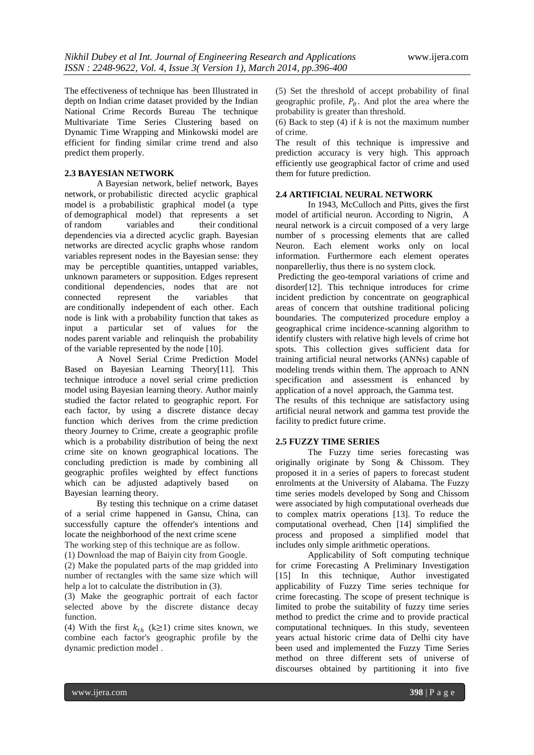The effectiveness of technique has been Illustrated in depth on Indian crime dataset provided by the Indian National Crime Records Bureau The technique Multivariate Time Series Clustering based on Dynamic Time Wrapping and Minkowski model are efficient for finding similar crime trend and also predict them properly.

### 2.3 BAYESIAN NETWORK

A Bayesian network, belief network, Bayes network, or probabilistic directed acyclic graphical model is a probabilistic graphical model (a type of demographical model) that represents a set of random variables and their conditional dependencies via a directed acyclic graph. Bayesian networks are directed acyclic graphs whose random variables represent nodes in the Bayesian sense: they may be perceptible quantities, untapped variables, unknown parameters or supposition. Edges represent conditional dependencies, nodes that are not connected represent the variables that are conditionally independent of each other. Each node is link with a probability function that takes as input a particular set of values for the nodes parent variable and relinquish the probability of the variable represented by the node [10].

A Novel Serial Crime Prediction Model Based on Bayesian Learning Theory[11]. This technique introduce a novel serial crime prediction model using Bayesian learning theory. Author mainly studied the factor related to geographic report. For each factor, by using a discrete distance decay function which derives from the crime prediction theory Journey to Crime, create a geographic profile which is a probability distribution of being the next crime site on known geographical locations. The concluding prediction is made by combining all geographic profiles weighted by effect functions which can be adjusted adaptively based on Bayesian learning theory.

By testing this technique on a crime dataset of a serial crime happened in Gansu, China, can successfully capture the offender's intentions and locate the neighborhood of the next crime scene

The working step of this technique are as follow.

(1) Download the map of Baiyin city from Google.

(2) Make the populated parts of the map gridded into number of rectangles with the same size which will help a lot to calculate the distribution in (3).

(3) Make the geographic portrait of each factor selected above by the discrete distance decay function.

(4) With the first $k_{th}$ (k≥1) crime sites known, we combine each factor's geographic profile by the dynamic prediction model .

(5) Set the threshold of accept probability of final geographic profile, $P_{\theta}$. And plot the area where the probability is greater than threshold.

(6) Back to step (4) if *k* is not the maximum number of crime.

The result of this technique is impressive and prediction accuracy is very high. This approach efficiently use geographical factor of crime and used them for future prediction.

### 2.4 ARTIFICIAL NEURAL NETWORK

In 1943, McCulloch and Pitts, gives the first model of artificial neuron. According to Nigrin, A neural network is a circuit composed of a very large number of s processing elements that are called Neuron. Each element works only on local information. Furthermore each element operates nonparellerliy, thus there is no system clock.

Predicting the geo-temporal variations of crime and disorder[12]. This technique introduces for crime incident prediction by concentrate on geographical areas of concern that outshine traditional policing boundaries. The computerized procedure employ a geographical crime incidence-scanning algorithm to identify clusters with relative high levels of crime hot spots. This collection gives sufficient data for training artificial neural networks (ANNs) capable of modeling trends within them. The approach to ANN specification and assessment is enhanced by application of a novel approach, the Gamma test.

The results of this technique are satisfactory using artificial neural network and gamma test provide the facility to predict future crime.

### 2.5 FUZZY TIME SERIES

The Fuzzy time series forecasting was originally originate by Song & Chissom. They proposed it in a series of papers to forecast student enrolments at the University of Alabama. The Fuzzy time series models developed by Song and Chissom were associated by high computational overheads due to complex matrix operations [13]. To reduce the computational overhead, Chen [14] simplified the process and proposed a simplified model that includes only simple arithmetic operations.

Applicability of Soft computing technique for crime Forecasting A Preliminary Investigation [15] In this technique, Author investigated applicability of Fuzzy Time series technique for crime forecasting. The scope of present technique is limited to probe the suitability of fuzzy time series method to predict the crime and to provide practical computational techniques. In this study, seventeen years actual historic crime data of Delhi city have been used and implemented the Fuzzy Time Series method on three different sets of universe of discourses obtained by partitioning it into five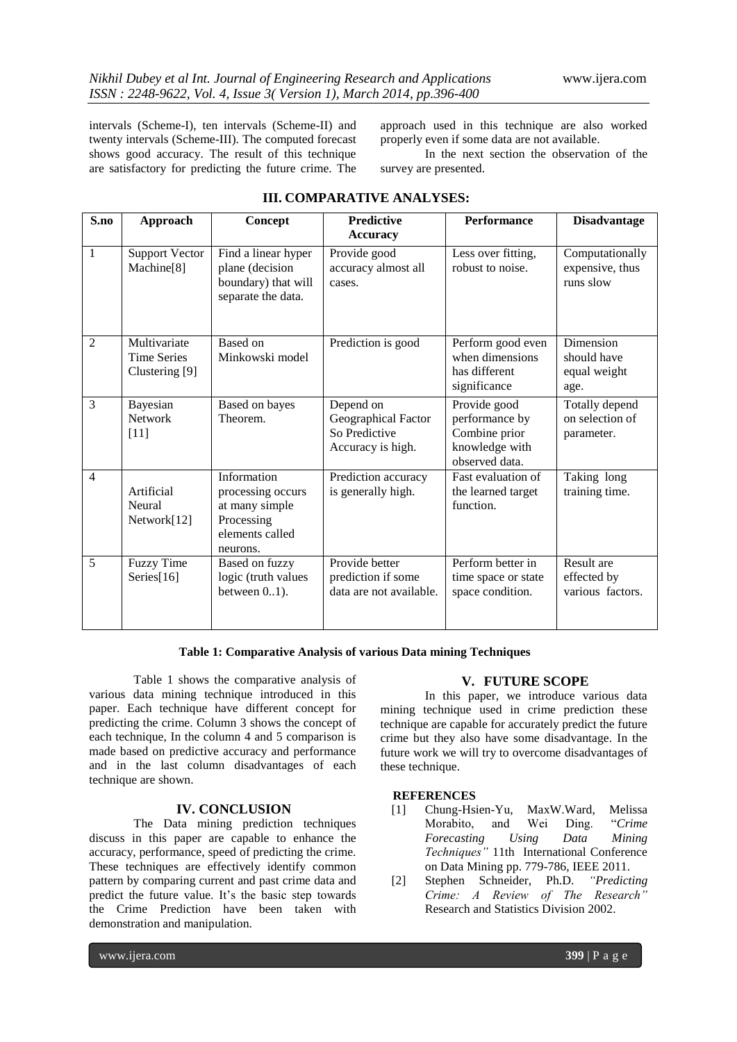intervals (Scheme-I), ten intervals (Scheme-II) and twenty intervals (Scheme-III). The computed forecast shows good accuracy. The result of this technique are satisfactory for predicting the future crime. The approach used in this technique are also worked properly even if some data are not available.

In the next section the observation of the survey are presented.

## III. COMPARATIVE ANALYSES:

| S.no | Approach | Concept | Predictive Accuracy | Performance | Disadvantage |
|---|---|---|---|---|---|
| 1 | Support Vector Machine[8] | Find a linear hyper plane (decision boundary) that will separate the data. | Provide good accuracy almost all cases. | Less over fitting, robust to noise. | Computationally expensive, thus runs slow |
| 2 | Multivariate Time Series Clustering [9] | Based on Minkowski model | Prediction is good | Perform good even when dimensions has different significance | Dimension should have equal weight age. |
| 3 | Bayesian Network [11] | Based on bayes Theorem. | Depend on Geographical Factor So Predictive Accuracy is high. | Provide good performance by Combine prior knowledge with observed data. | Totally depend on selection of parameter. |
| 4 | Artificial Neural Network[12] | Information processing occurs at many simple Processing elements called neurons. | Prediction accuracy is generally high. | Fast evaluation of the learned target function. | Taking long training time. |
| 5 | Fuzzy Time Series[16] | Based on fuzzy logic (truth values between 0..1). | Provide better prediction if some data are not available. | Perform better in time space or state space condition. | Result are effected by various factors. |

**Table 1: Comparative Analysis of various Data mining Techniques**

Table 1 shows the comparative analysis of various data mining technique introduced in this paper. Each technique have different concept for predicting the crime. Column 3 shows the concept of each technique, In the column 4 and 5 comparison is made based on predictive accuracy and performance and in the last column disadvantages of each technique are shown.

## IV. CONCLUSION

The Data mining prediction techniques discuss in this paper are capable to enhance the accuracy, performance, speed of predicting the crime. These techniques are effectively identify common pattern by comparing current and past crime data and predict the future value. It's the basic step towards the Crime Prediction have been taken with demonstration and manipulation.

## V. FUTURE SCOPE

In this paper, we introduce various data mining technique used in crime prediction these technique are capable for accurately predict the future crime but they also have some disadvantage. In the future work we will try to overcome disadvantages of these technique.

### REFERENCES

[1] Chung-Hsien-Yu, MaxW.Ward, Melissa Morabito, and Wei Ding. "*Crime Forecasting Using Data Mining Techniques"* 11th International Conference on Data Mining pp. 779-786, IEEE 2011.

[2] Stephen Schneider, Ph.D. *"Predicting Crime: A Review of The Research"* Research and Statistics Division 2002.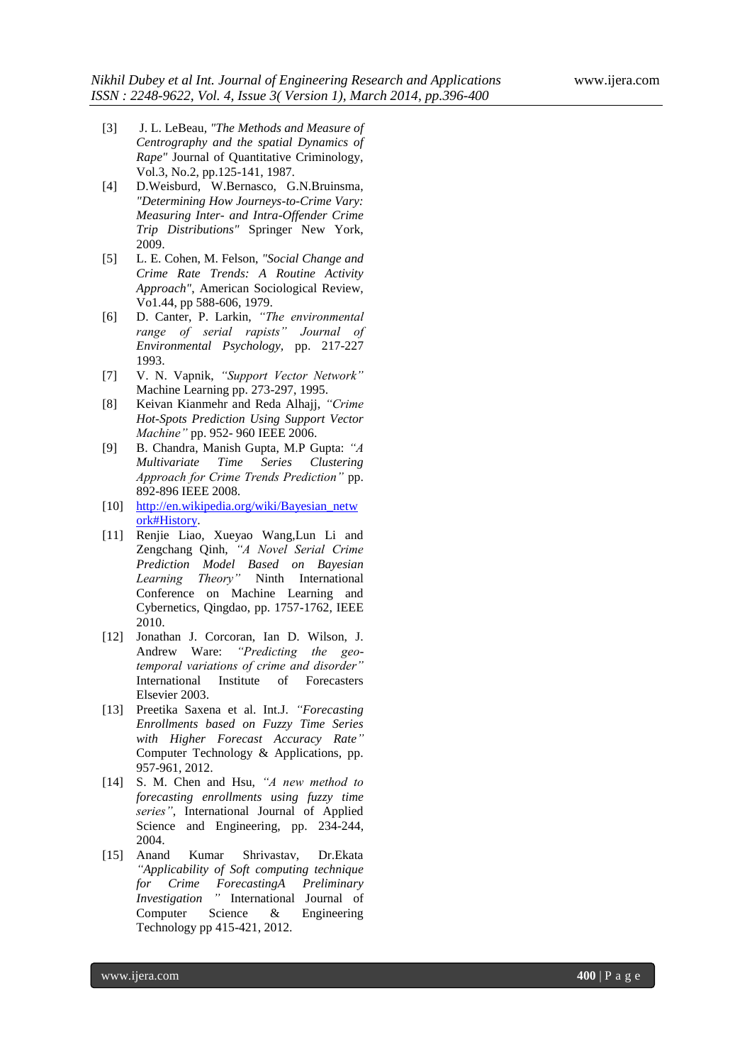[3] J. L. LeBeau, *"The Methods and Measure of Centrography and the spatial Dynamics of Rape"* Journal of Quantitative Criminology, Vol.3, No.2, pp.125-141, 1987.

[4] D.Weisburd, W.Bernasco, G.N.Bruinsma, *"Determining How Journeys-to-Crime Vary: Measuring Inter- and Intra-Offender Crime Trip Distributions"* Springer New York, 2009.

[5] L. E. Cohen, M. Felson, *"Social Change and Crime Rate Trends: A Routine Activity Approach"*, American Sociological Review, Vo1.44, pp 588-606, 1979.

[6] D. Canter, P. Larkin, *"The environmental range of serial rapists" Journal of Environmental Psychology*, pp. 217-227 1993.

[7] V. N. Vapnik, *"Support Vector Network"* Machine Learning pp. 273-297, 1995.

[8] Keivan Kianmehr and Reda Alhajj, *"Crime Hot-Spots Prediction Using Support Vector Machine"* pp. 952- 960 IEEE 2006.

[9] B. Chandra, Manish Gupta, M.P Gupta: *"A Multivariate Time Series Clustering Approach for Crime Trends Prediction"* pp. 892-896 IEEE 2008.

[10] [http://en.wikipedia.org/wiki/Bayesian_network#History](http://en.wikipedia.org/wiki/Bayesian_network#History).

[11] Renjie Liao, Xueyao Wang,Lun Li and Zengchang Qinh, *"A Novel Serial Crime Prediction Model Based on Bayesian Learning Theory"* Ninth International Conference on Machine Learning and Cybernetics, Qingdao, pp. 1757-1762, IEEE 2010.

[12] Jonathan J. Corcoran, Ian D. Wilson, J. Andrew Ware: *"Predicting the geo-temporal variations of crime and disorder"* International Institute of Forecasters Elsevier 2003.

[13] Preetika Saxena et al. Int.J. *"Forecasting Enrollments based on Fuzzy Time Series with Higher Forecast Accuracy Rate"* Computer Technology & Applications, pp. 957-961, 2012.

[14] S. M. Chen and Hsu, *"A new method to forecasting enrollments using fuzzy time series"*, International Journal of Applied Science and Engineering, pp. 234-244, 2004.

[15] Anand Kumar Shrivastav, Dr.Ekata *"Applicability of Soft computing technique for Crime ForecastingA Preliminary Investigation "* International Journal of Computer Science & Engineering Technology pp 415-421, 2012.